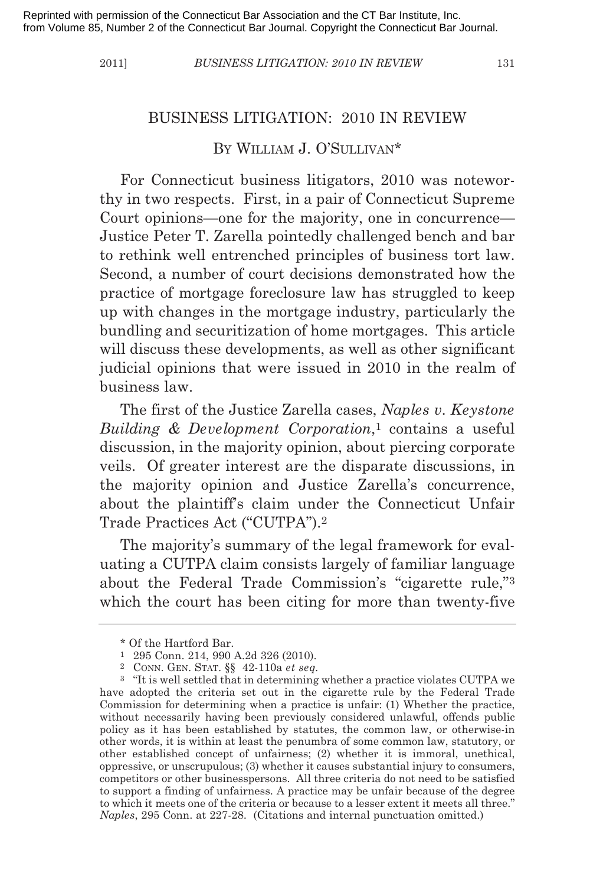Reprinted with permission of the Connecticut Bar Association and the CT Bar Institute, Inc. from Volume 85, Number 2 of the Connecticut Bar Journal. Copyright the Connecticut Bar Journal.

# BUSINESS LITIGATION: 2010 IN REVIEW

By William J. O'Sullivan*

For Connecticut business litigators, 2010 was noteworthy in two respects. First, in a pair of Connecticut Supreme Court opinions—one for the majority, one in concurrence—Justice Peter T. Zarella pointedly challenged bench and bar to rethink well entrenched principles of business tort law. Second, a number of court decisions demonstrated how the practice of mortgage foreclosure law has struggled to keep up with changes in the mortgage industry, particularly the bundling and securitization of home mortgages. This article will discuss these developments, as well as other significant judicial opinions that were issued in 2010 in the realm of business law.

The first of the Justice Zarella cases, *Naples v. Keystone Building & Development Corporation*,[1] contains a useful discussion, in the majority opinion, about piercing corporate veils. Of greater interest are the disparate discussions, in the majority opinion and Justice Zarella's concurrence, about the plaintiff's claim under the Connecticut Unfair Trade Practices Act ("CUTPA").[2]

The majority's summary of the legal framework for evaluating a CUTPA claim consists largely of familiar language about the Federal Trade Commission's "cigarette rule,"[3] which the court has been citing for more than twenty-five

---

\* Of the Hartford Bar.

[1] 295 Conn. 214, 990 A.2d 326 (2010).

[2] Conn. Gen. Stat. §§ 42-110a *et seq.*

[3] "It is well settled that in determining whether a practice violates CUTPA we have adopted the criteria set out in the cigarette rule by the Federal Trade Commission for determining when a practice is unfair: (1) Whether the practice, without necessarily having been previously considered unlawful, offends public policy as it has been established by statutes, the common law, or otherwise-in other words, it is within at least the penumbra of some common law, statutory, or other established concept of unfairness; (2) whether it is immoral, unethical, oppressive, or unscrupulous; (3) whether it causes substantial injury to consumers, competitors or other businesspersons. All three criteria do not need to be satisfied to support a finding of unfairness. A practice may be unfair because of the degree to which it meets one of the criteria or because to a lesser extent it meets all three." *Naples*, 295 Conn. at 227-28. (Citations and internal punctuation omitted.)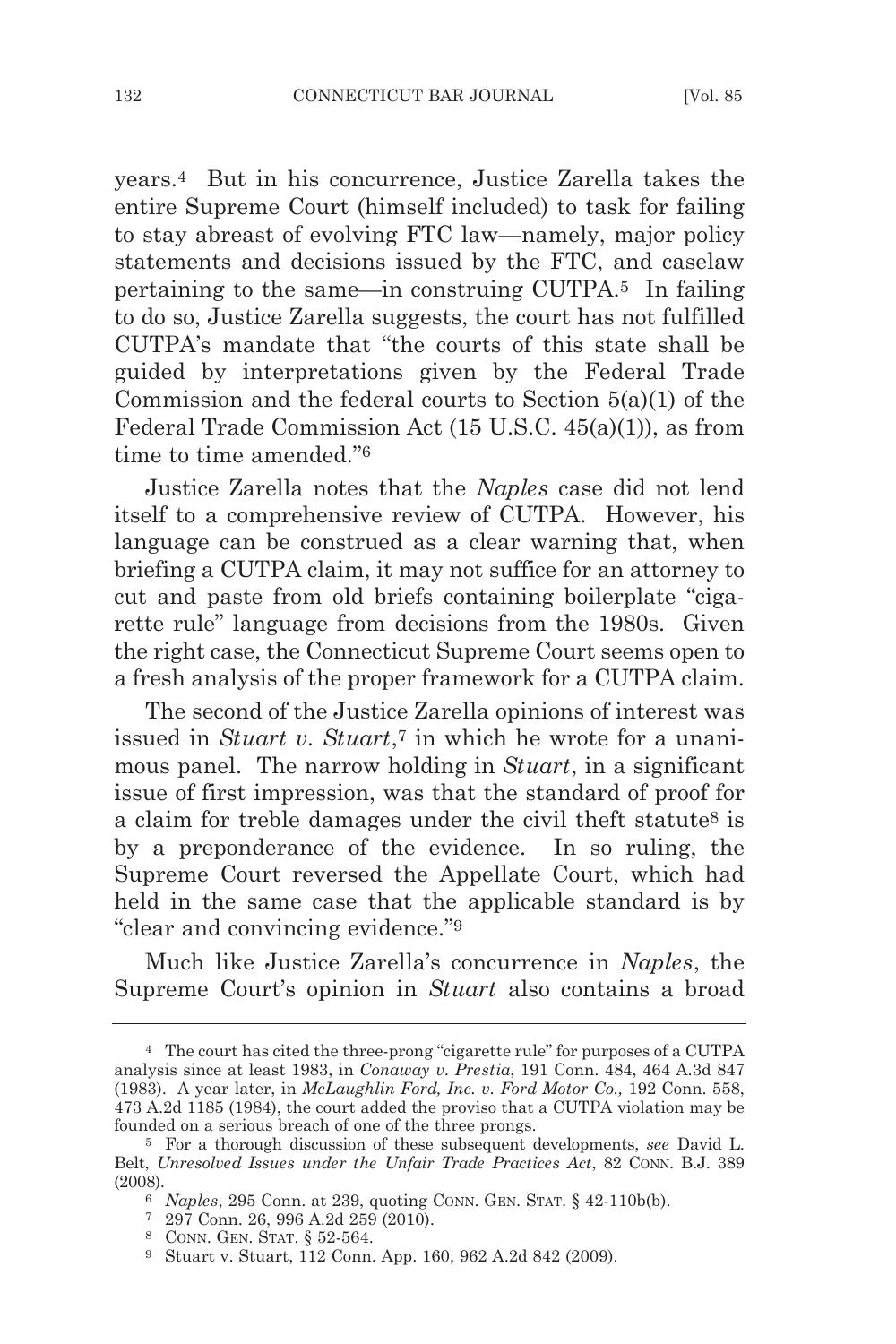years.[4] But in his concurrence, Justice Zarella takes the entire Supreme Court (himself included) to task for failing to stay abreast of evolving FTC law—namely, major policy statements and decisions issued by the FTC, and caselaw pertaining to the same—in construing CUTPA.[5] In failing to do so, Justice Zarella suggests, the court has not fulfilled CUTPA's mandate that "the courts of this state shall be guided by interpretations given by the Federal Trade Commission and the federal courts to Section 5(a)(1) of the Federal Trade Commission Act (15 U.S.C. 45(a)(1)), as from time to time amended."[6]

Justice Zarella notes that the *Naples* case did not lend itself to a comprehensive review of CUTPA. However, his language can be construed as a clear warning that, when briefing a CUTPA claim, it may not suffice for an attorney to cut and paste from old briefs containing boilerplate "cigarette rule" language from decisions from the 1980s. Given the right case, the Connecticut Supreme Court seems open to a fresh analysis of the proper framework for a CUTPA claim.

The second of the Justice Zarella opinions of interest was issued in *Stuart v. Stuart*,[7] in which he wrote for a unanimous panel. The narrow holding in *Stuart*, in a significant issue of first impression, was that the standard of proof for a claim for treble damages under the civil theft statute[8] is by a preponderance of the evidence. In so ruling, the Supreme Court reversed the Appellate Court, which had held in the same case that the applicable standard is by "clear and convincing evidence."[9]

Much like Justice Zarella's concurrence in *Naples*, the Supreme Court's opinion in *Stuart* also contains a broad

---

[4] The court has cited the three-prong "cigarette rule" for purposes of a CUTPA analysis since at least 1983, in *Conaway v. Prestia*, 191 Conn. 484, 464 A.3d 847 (1983). A year later, in *McLaughlin Ford, Inc. v. Ford Motor Co.,* 192 Conn. 558, 473 A.2d 1185 (1984), the court added the proviso that a CUTPA violation may be founded on a serious breach of one of the three prongs.

[5] For a thorough discussion of these subsequent developments, *see* David L. Belt, *Unresolved Issues under the Unfair Trade Practices Act*, 82 CONN. B.J. 389 (2008).

[6] *Naples*, 295 Conn. at 239, quoting CONN. GEN. STAT. § 42-110b(b).

[7] 297 Conn. 26, 996 A.2d 259 (2010).

[8] CONN. GEN. STAT. § 52-564.

[9] Stuart v. Stuart, 112 Conn. App. 160, 962 A.2d 842 (2009).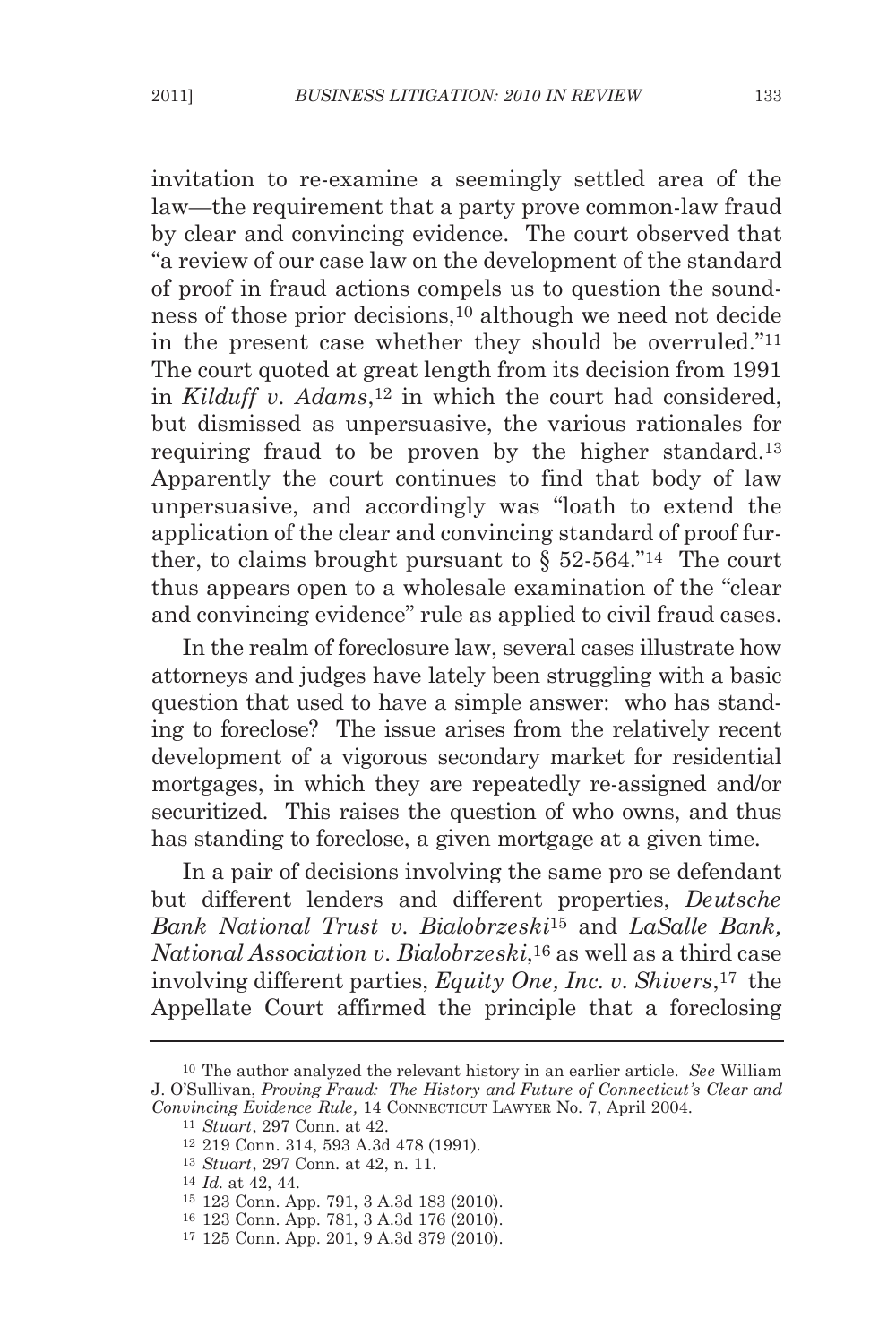invitation to re-examine a seemingly settled area of the law—the requirement that a party prove common-law fraud by clear and convincing evidence. The court observed that "a review of our case law on the development of the standard of proof in fraud actions compels us to question the soundness of those prior decisions,[10] although we need not decide in the present case whether they should be overruled."[11] The court quoted at great length from its decision from 1991 in *Kilduff v. Adams*,[12] in which the court had considered, but dismissed as unpersuasive, the various rationales for requiring fraud to be proven by the higher standard.[13] Apparently the court continues to find that body of law unpersuasive, and accordingly was "loath to extend the application of the clear and convincing standard of proof further, to claims brought pursuant to § 52-564."[14] The court thus appears open to a wholesale examination of the "clear and convincing evidence" rule as applied to civil fraud cases.

In the realm of foreclosure law, several cases illustrate how attorneys and judges have lately been struggling with a basic question that used to have a simple answer: who has standing to foreclose? The issue arises from the relatively recent development of a vigorous secondary market for residential mortgages, in which they are repeatedly re-assigned and/or securitized. This raises the question of who owns, and thus has standing to foreclose, a given mortgage at a given time.

In a pair of decisions involving the same pro se defendant but different lenders and different properties, *Deutsche Bank National Trust v. Bialobrzeski*[15] and *LaSalle Bank, National Association v. Bialobrzeski*,[16] as well as a third case involving different parties, *Equity One, Inc. v. Shivers*,[17] the Appellate Court affirmed the principle that a foreclosing

---

[10] The author analyzed the relevant history in an earlier article. *See* William J. O'Sullivan, *Proving Fraud: The History and Future of Connecticut's Clear and Convincing Evidence Rule,* 14 Connecticut Lawyer No. 7, April 2004.

[11] *Stuart*, 297 Conn. at 42.

[12] 219 Conn. 314, 593 A.3d 478 (1991).

[13] *Stuart*, 297 Conn. at 42, n. 11.

[14] *Id.* at 42, 44.

[15] 123 Conn. App. 791, 3 A.3d 183 (2010).

[16] 123 Conn. App. 781, 3 A.3d 176 (2010).

[17] 125 Conn. App. 201, 9 A.3d 379 (2010).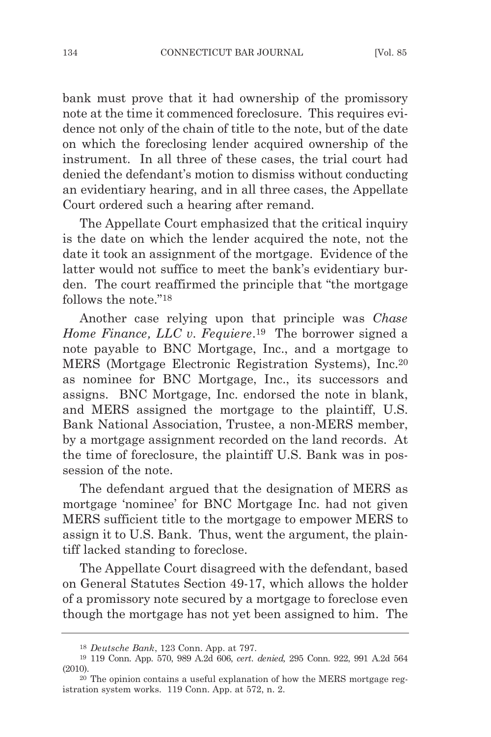bank must prove that it had ownership of the promissory note at the time it commenced foreclosure. This requires evidence not only of the chain of title to the note, but of the date on which the foreclosing lender acquired ownership of the instrument. In all three of these cases, the trial court had denied the defendant's motion to dismiss without conducting an evidentiary hearing, and in all three cases, the Appellate Court ordered such a hearing after remand.

The Appellate Court emphasized that the critical inquiry is the date on which the lender acquired the note, not the date it took an assignment of the mortgage. Evidence of the latter would not suffice to meet the bank's evidentiary burden. The court reaffirmed the principle that "the mortgage follows the note."[18]

Another case relying upon that principle was *Chase Home Finance, LLC v. Fequiere*.[19] The borrower signed a note payable to BNC Mortgage, Inc., and a mortgage to MERS (Mortgage Electronic Registration Systems), Inc.[20] as nominee for BNC Mortgage, Inc., its successors and assigns. BNC Mortgage, Inc. endorsed the note in blank, and MERS assigned the mortgage to the plaintiff, U.S. Bank National Association, Trustee, a non-MERS member, by a mortgage assignment recorded on the land records. At the time of foreclosure, the plaintiff U.S. Bank was in possession of the note.

The defendant argued that the designation of MERS as mortgage 'nominee' for BNC Mortgage Inc. had not given MERS sufficient title to the mortgage to empower MERS to assign it to U.S. Bank. Thus, went the argument, the plaintiff lacked standing to foreclose.

The Appellate Court disagreed with the defendant, based on General Statutes Section 49-17, which allows the holder of a promissory note secured by a mortgage to foreclose even though the mortgage has not yet been assigned to him. The

---

[18] *Deutsche Bank*, 123 Conn. App. at 797.

[19] 119 Conn. App. 570, 989 A.2d 606, *cert. denied,* 295 Conn. 922, 991 A.2d 564 (2010).

[20] The opinion contains a useful explanation of how the MERS mortgage registration system works. 119 Conn. App. at 572, n. 2.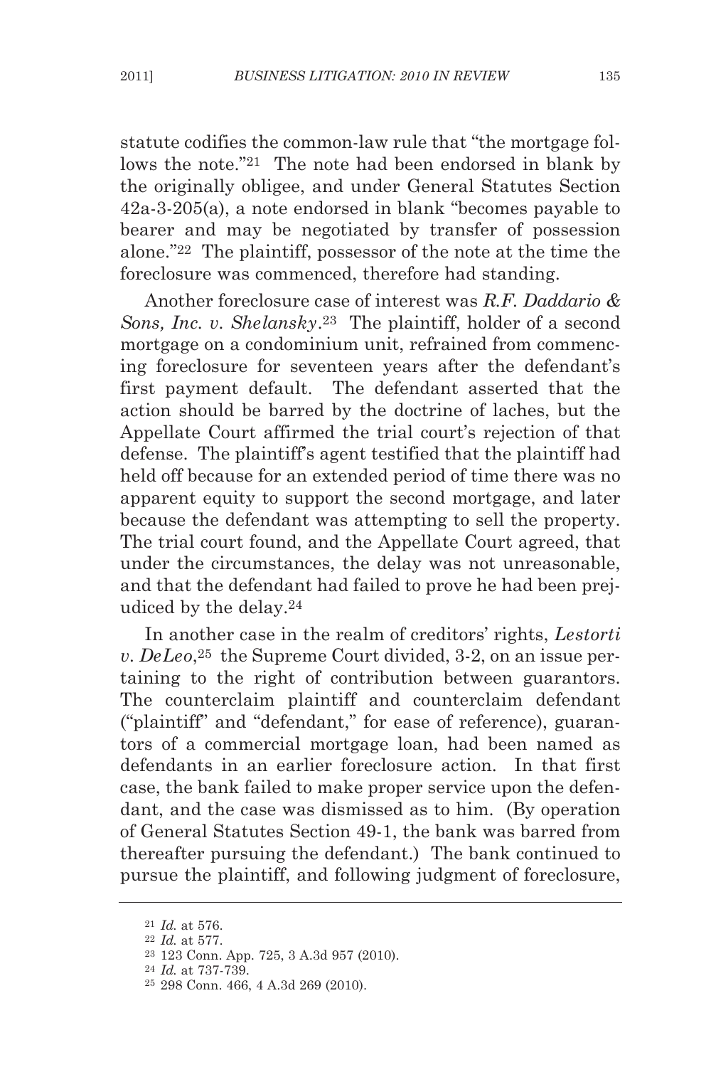statute codifies the common-law rule that "the mortgage follows the note."[21] The note had been endorsed in blank by the originally obligee, and under General Statutes Section 42a-3-205(a), a note endorsed in blank "becomes payable to bearer and may be negotiated by transfer of possession alone."[22] The plaintiff, possessor of the note at the time the foreclosure was commenced, therefore had standing.

Another foreclosure case of interest was *R.F. Daddario & Sons, Inc. v. Shelansky*.[23] The plaintiff, holder of a second mortgage on a condominium unit, refrained from commencing foreclosure for seventeen years after the defendant's first payment default. The defendant asserted that the action should be barred by the doctrine of laches, but the Appellate Court affirmed the trial court's rejection of that defense. The plaintiff's agent testified that the plaintiff had held off because for an extended period of time there was no apparent equity to support the second mortgage, and later because the defendant was attempting to sell the property. The trial court found, and the Appellate Court agreed, that under the circumstances, the delay was not unreasonable, and that the defendant had failed to prove he had been prejudiced by the delay.[24]

In another case in the realm of creditors' rights, *Lestorti v. DeLeo*,[25] the Supreme Court divided, 3-2, on an issue pertaining to the right of contribution between guarantors. The counterclaim plaintiff and counterclaim defendant ("plaintiff" and "defendant," for ease of reference), guarantors of a commercial mortgage loan, had been named as defendants in an earlier foreclosure action. In that first case, the bank failed to make proper service upon the defendant, and the case was dismissed as to him. (By operation of General Statutes Section 49-1, the bank was barred from thereafter pursuing the defendant.) The bank continued to pursue the plaintiff, and following judgment of foreclosure,

---

[21] *Id.* at 576.

[22] *Id.* at 577.

[23] 123 Conn. App. 725, 3 A.3d 957 (2010).

[24] *Id.* at 737-739.

[25] 298 Conn. 466, 4 A.3d 269 (2010).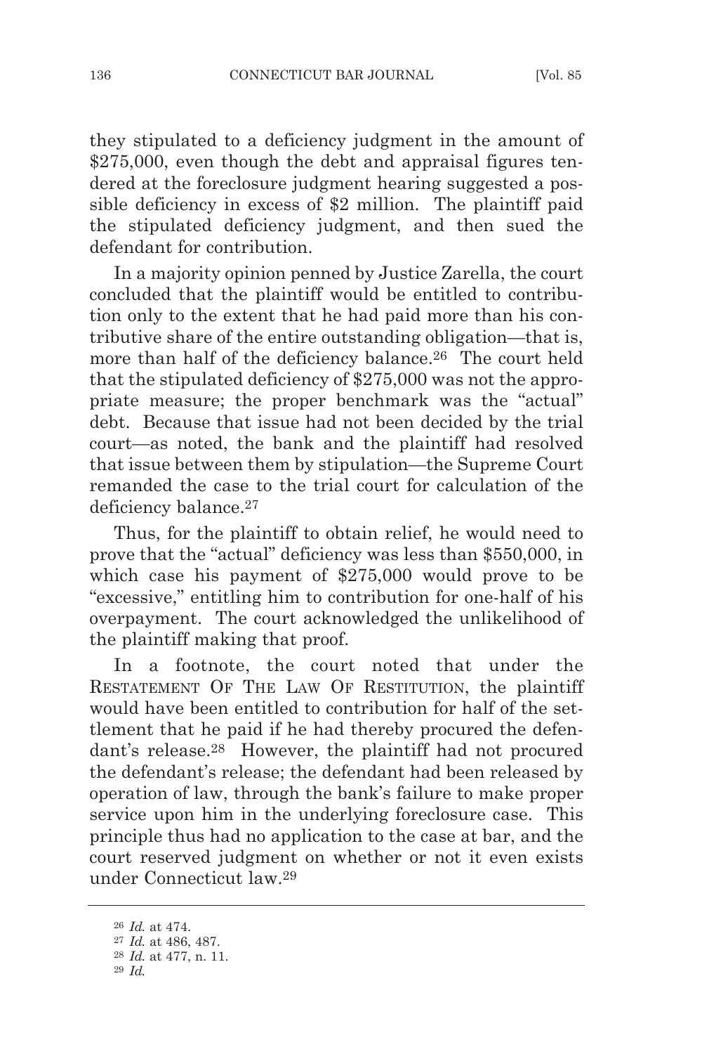they stipulated to a deficiency judgment in the amount of $275,000, even though the debt and appraisal figures tendered at the foreclosure judgment hearing suggested a possible deficiency in excess of $2 million. The plaintiff paid the stipulated deficiency judgment, and then sued the defendant for contribution.

In a majority opinion penned by Justice Zarella, the court concluded that the plaintiff would be entitled to contribution only to the extent that he had paid more than his contributive share of the entire outstanding obligation—that is, more than half of the deficiency balance.[26] The court held that the stipulated deficiency of $275,000 was not the appropriate measure; the proper benchmark was the "actual" debt. Because that issue had not been decided by the trial court—as noted, the bank and the plaintiff had resolved that issue between them by stipulation—the Supreme Court remanded the case to the trial court for calculation of the deficiency balance.[27]

Thus, for the plaintiff to obtain relief, he would need to prove that the "actual" deficiency was less than $550,000, in which case his payment of $275,000 would prove to be "excessive," entitling him to contribution for one-half of his overpayment. The court acknowledged the unlikelihood of the plaintiff making that proof.

In a footnote, the court noted that under the RESTATEMENT OF THE LAW OF RESTITUTION, the plaintiff would have been entitled to contribution for half of the settlement that he paid if he had thereby procured the defendant's release.[28] However, the plaintiff had not procured the defendant's release; the defendant had been released by operation of law, through the bank's failure to make proper service upon him in the underlying foreclosure case. This principle thus had no application to the case at bar, and the court reserved judgment on whether or not it even exists under Connecticut law.[29]

---

[26] *Id.* at 474.

[27] *Id.* at 486, 487.

[28] *Id.* at 477, n. 11.

[29] *Id.*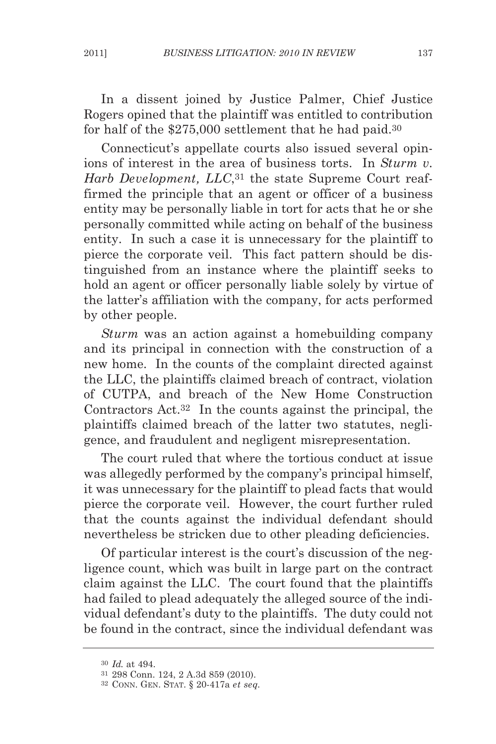In a dissent joined by Justice Palmer, Chief Justice Rogers opined that the plaintiff was entitled to contribution for half of the $275,000 settlement that he had paid.[30]

Connecticut's appellate courts also issued several opinions of interest in the area of business torts. In *Sturm v. Harb Development, LLC*,[31] the state Supreme Court reaffirmed the principle that an agent or officer of a business entity may be personally liable in tort for acts that he or she personally committed while acting on behalf of the business entity. In such a case it is unnecessary for the plaintiff to pierce the corporate veil. This fact pattern should be distinguished from an instance where the plaintiff seeks to hold an agent or officer personally liable solely by virtue of the latter's affiliation with the company, for acts performed by other people.

*Sturm* was an action against a homebuilding company and its principal in connection with the construction of a new home. In the counts of the complaint directed against the LLC, the plaintiffs claimed breach of contract, violation of CUTPA, and breach of the New Home Construction Contractors Act.[32] In the counts against the principal, the plaintiffs claimed breach of the latter two statutes, negligence, and fraudulent and negligent misrepresentation.

The court ruled that where the tortious conduct at issue was allegedly performed by the company's principal himself, it was unnecessary for the plaintiff to plead facts that would pierce the corporate veil. However, the court further ruled that the counts against the individual defendant should nevertheless be stricken due to other pleading deficiencies.

Of particular interest is the court's discussion of the negligence count, which was built in large part on the contract claim against the LLC. The court found that the plaintiffs had failed to plead adequately the alleged source of the individual defendant's duty to the plaintiffs. The duty could not be found in the contract, since the individual defendant was

---

[30] *Id.* at 494.

[31] 298 Conn. 124, 2 A.3d 859 (2010).

[32] CONN. GEN. STAT. § 20-417a *et seq.*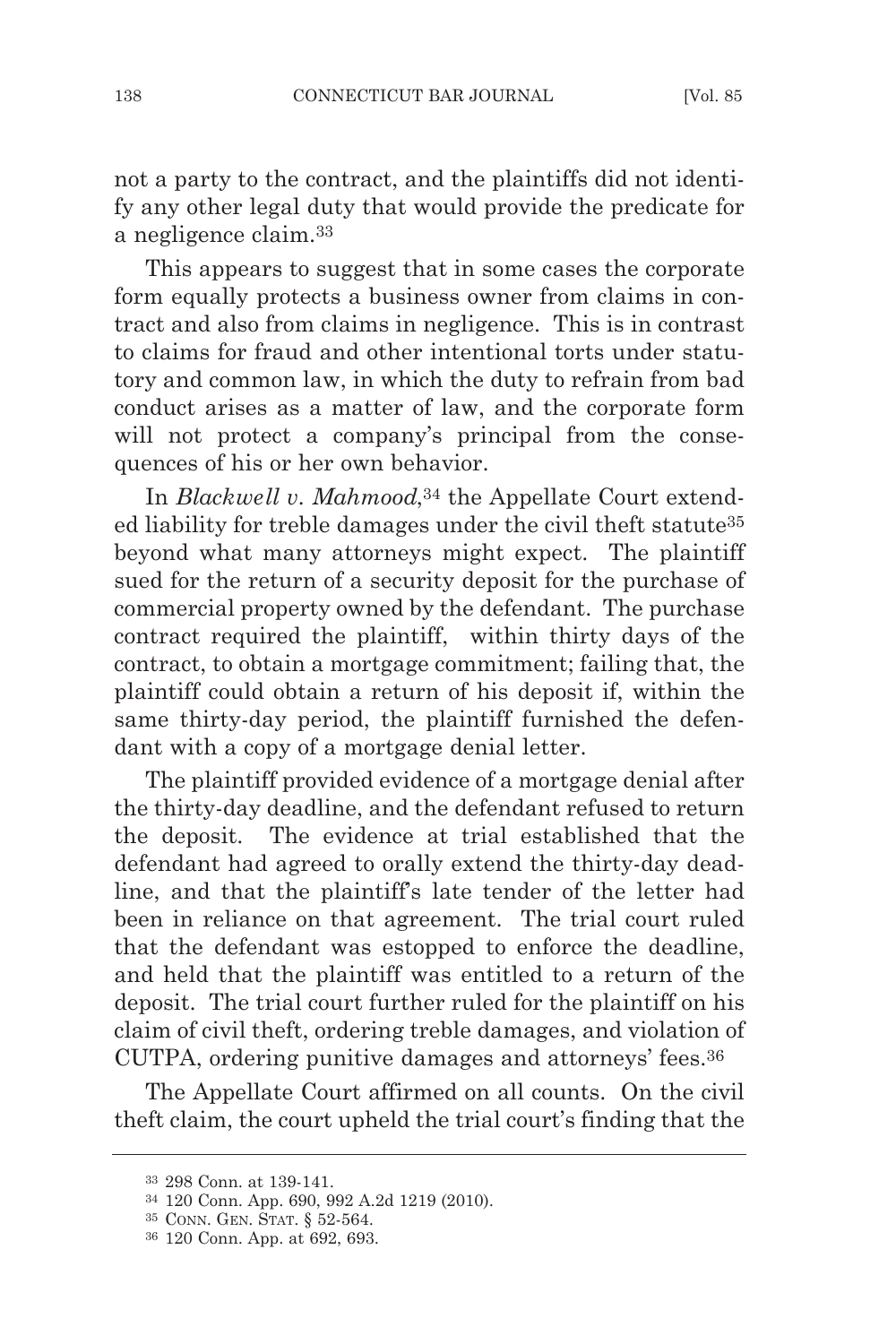not a party to the contract, and the plaintiffs did not identify any other legal duty that would provide the predicate for a negligence claim.[33]

This appears to suggest that in some cases the corporate form equally protects a business owner from claims in contract and also from claims in negligence. This is in contrast to claims for fraud and other intentional torts under statutory and common law, in which the duty to refrain from bad conduct arises as a matter of law, and the corporate form will not protect a company's principal from the consequences of his or her own behavior.

In *Blackwell v. Mahmood*,[34] the Appellate Court extended liability for treble damages under the civil theft statute[35] beyond what many attorneys might expect. The plaintiff sued for the return of a security deposit for the purchase of commercial property owned by the defendant. The purchase contract required the plaintiff, within thirty days of the contract, to obtain a mortgage commitment; failing that, the plaintiff could obtain a return of his deposit if, within the same thirty-day period, the plaintiff furnished the defendant with a copy of a mortgage denial letter.

The plaintiff provided evidence of a mortgage denial after the thirty-day deadline, and the defendant refused to return the deposit. The evidence at trial established that the defendant had agreed to orally extend the thirty-day deadline, and that the plaintiff's late tender of the letter had been in reliance on that agreement. The trial court ruled that the defendant was estopped to enforce the deadline, and held that the plaintiff was entitled to a return of the deposit. The trial court further ruled for the plaintiff on his claim of civil theft, ordering treble damages, and violation of CUTPA, ordering punitive damages and attorneys' fees.[36]

The Appellate Court affirmed on all counts. On the civil theft claim, the court upheld the trial court's finding that the

---

[33] 298 Conn. at 139-141.

[34] 120 Conn. App. 690, 992 A.2d 1219 (2010).

[35] CONN. GEN. STAT. § 52-564.

[36] 120 Conn. App. at 692, 693.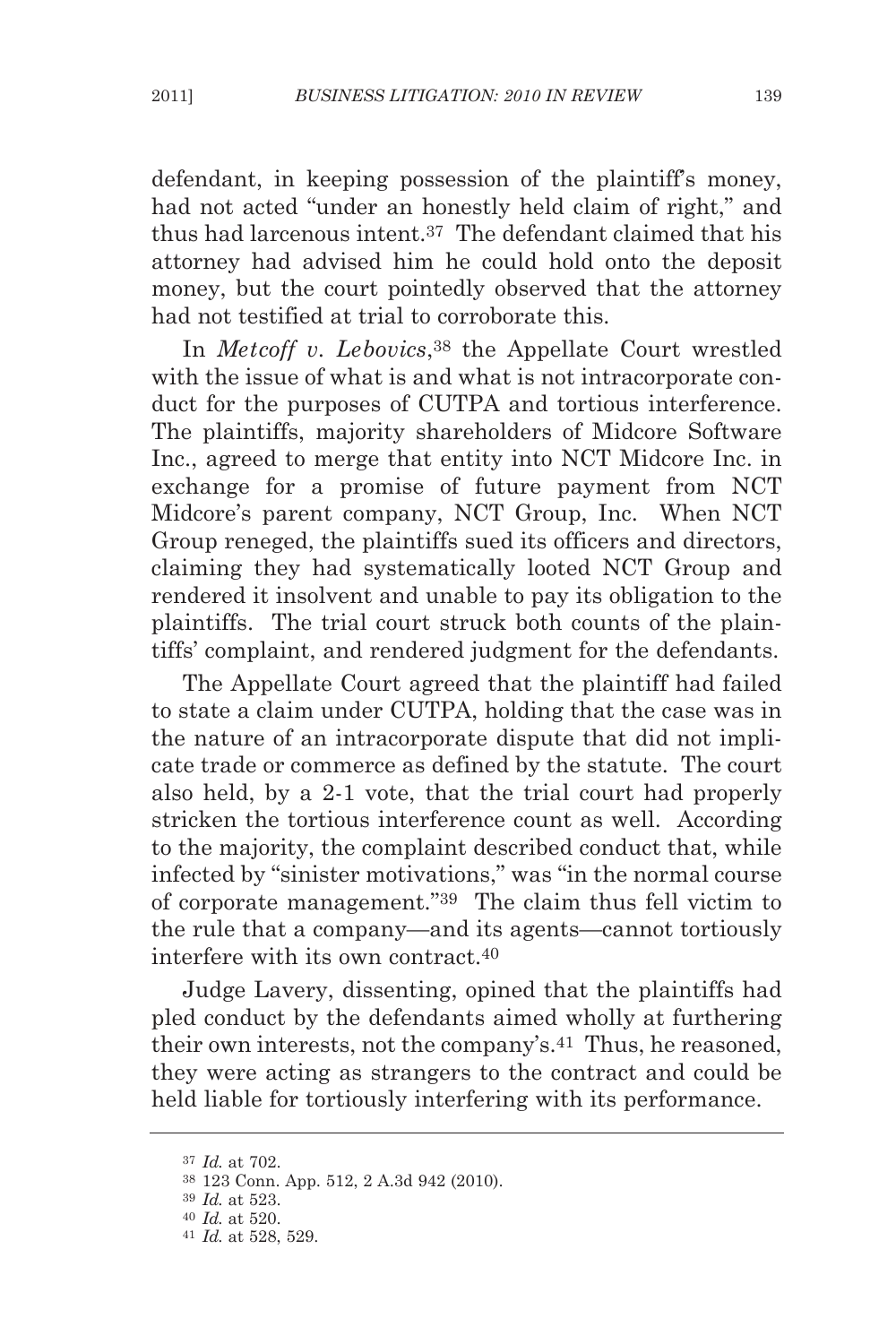defendant, in keeping possession of the plaintiff's money, had not acted "under an honestly held claim of right," and thus had larcenous intent.[37] The defendant claimed that his attorney had advised him he could hold onto the deposit money, but the court pointedly observed that the attorney had not testified at trial to corroborate this.

In *Metcoff v. Lebovics*,[38] the Appellate Court wrestled with the issue of what is and what is not intracorporate conduct for the purposes of CUTPA and tortious interference. The plaintiffs, majority shareholders of Midcore Software Inc., agreed to merge that entity into NCT Midcore Inc. in exchange for a promise of future payment from NCT Midcore's parent company, NCT Group, Inc. When NCT Group reneged, the plaintiffs sued its officers and directors, claiming they had systematically looted NCT Group and rendered it insolvent and unable to pay its obligation to the plaintiffs. The trial court struck both counts of the plaintiffs' complaint, and rendered judgment for the defendants.

The Appellate Court agreed that the plaintiff had failed to state a claim under CUTPA, holding that the case was in the nature of an intracorporate dispute that did not implicate trade or commerce as defined by the statute. The court also held, by a 2-1 vote, that the trial court had properly stricken the tortious interference count as well. According to the majority, the complaint described conduct that, while infected by "sinister motivations," was "in the normal course of corporate management."[39] The claim thus fell victim to the rule that a company—and its agents—cannot tortiously interfere with its own contract.[40]

Judge Lavery, dissenting, opined that the plaintiffs had pled conduct by the defendants aimed wholly at furthering their own interests, not the company's.[41] Thus, he reasoned, they were acting as strangers to the contract and could be held liable for tortiously interfering with its performance.

---

[37] *Id.* at 702.

[38] 123 Conn. App. 512, 2 A.3d 942 (2010).

[39] *Id.* at 523.

[40] *Id.* at 520.

[41] *Id.* at 528, 529.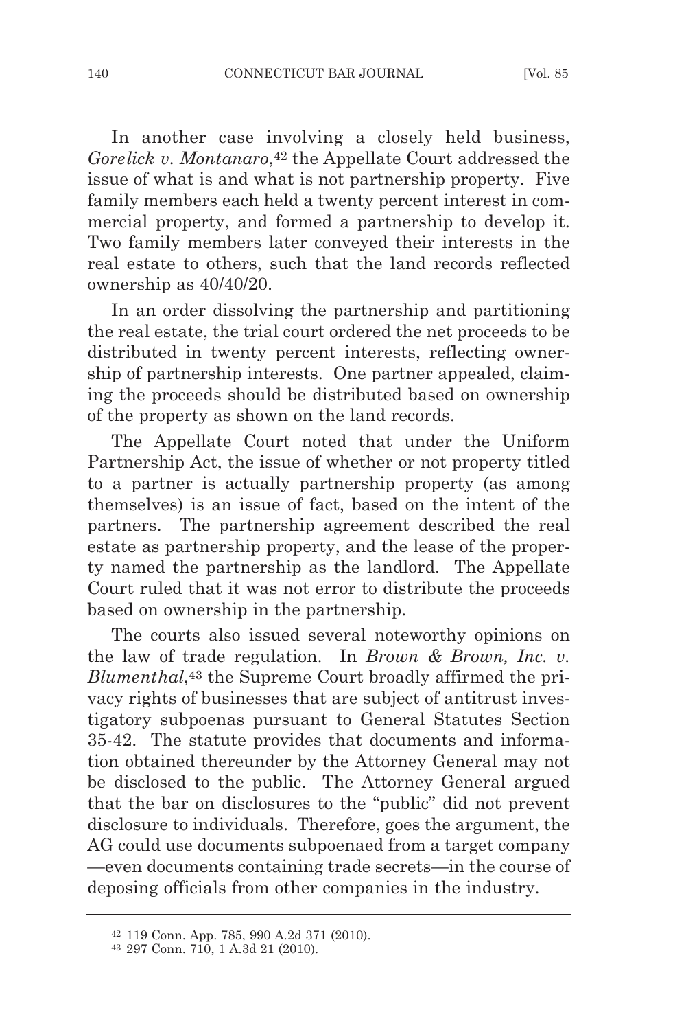In another case involving a closely held business, *Gorelick v. Montanaro*,[42] the Appellate Court addressed the issue of what is and what is not partnership property. Five family members each held a twenty percent interest in commercial property, and formed a partnership to develop it. Two family members later conveyed their interests in the real estate to others, such that the land records reflected ownership as 40/40/20.

In an order dissolving the partnership and partitioning the real estate, the trial court ordered the net proceeds to be distributed in twenty percent interests, reflecting ownership of partnership interests. One partner appealed, claiming the proceeds should be distributed based on ownership of the property as shown on the land records.

The Appellate Court noted that under the Uniform Partnership Act, the issue of whether or not property titled to a partner is actually partnership property (as among themselves) is an issue of fact, based on the intent of the partners. The partnership agreement described the real estate as partnership property, and the lease of the property named the partnership as the landlord. The Appellate Court ruled that it was not error to distribute the proceeds based on ownership in the partnership.

The courts also issued several noteworthy opinions on the law of trade regulation. In *Brown & Brown, Inc. v. Blumenthal*,[43] the Supreme Court broadly affirmed the privacy rights of businesses that are subject of antitrust investigatory subpoenas pursuant to General Statutes Section 35-42. The statute provides that documents and information obtained thereunder by the Attorney General may not be disclosed to the public. The Attorney General argued that the bar on disclosures to the "public" did not prevent disclosure to individuals. Therefore, goes the argument, the AG could use documents subpoenaed from a target company —even documents containing trade secrets—in the course of deposing officials from other companies in the industry.

---

[42] 119 Conn. App. 785, 990 A.2d 371 (2010).

[43] 297 Conn. 710, 1 A.3d 21 (2010).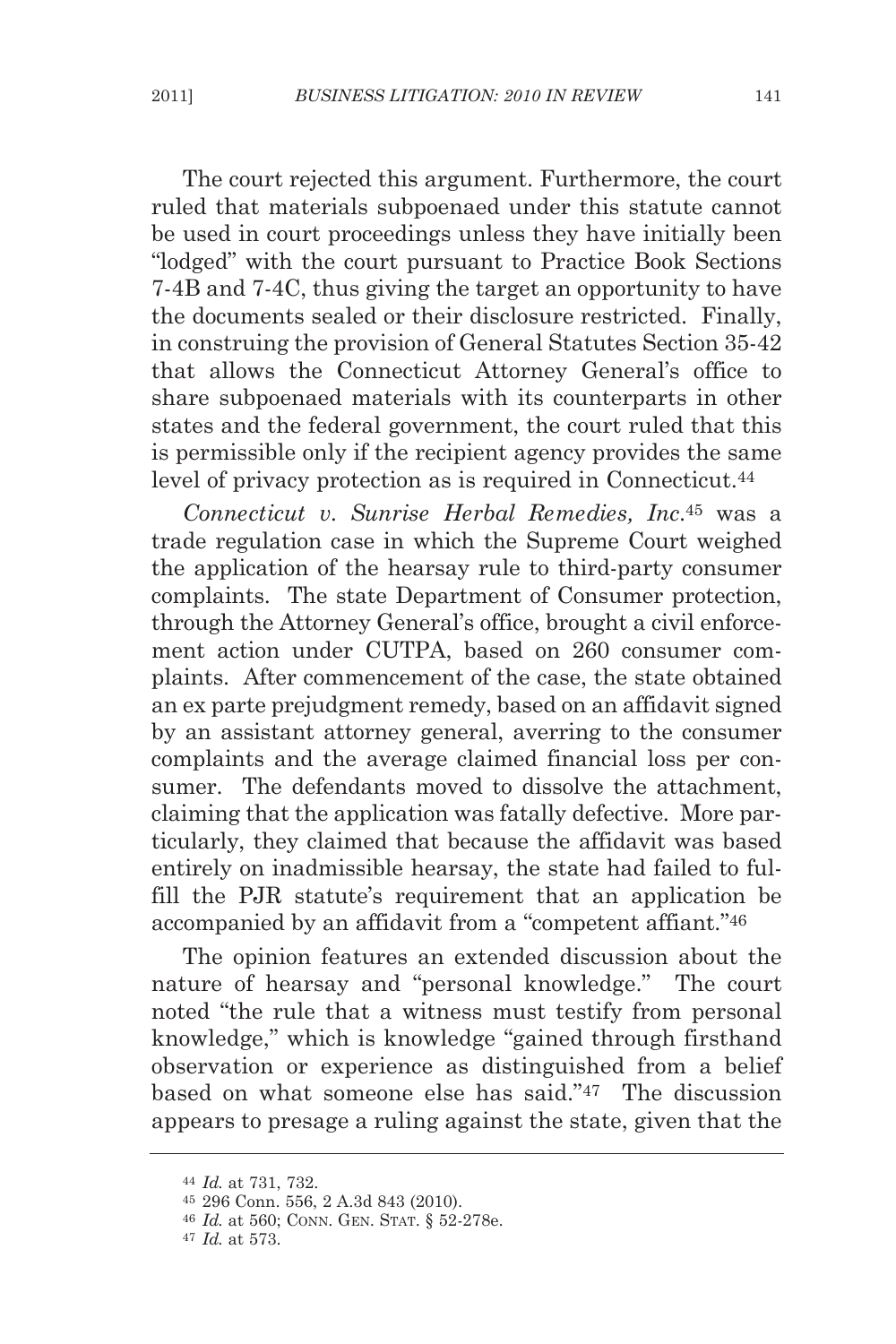The court rejected this argument. Furthermore, the court ruled that materials subpoenaed under this statute cannot be used in court proceedings unless they have initially been "lodged" with the court pursuant to Practice Book Sections 7-4B and 7-4C, thus giving the target an opportunity to have the documents sealed or their disclosure restricted. Finally, in construing the provision of General Statutes Section 35-42 that allows the Connecticut Attorney General's office to share subpoenaed materials with its counterparts in other states and the federal government, the court ruled that this is permissible only if the recipient agency provides the same level of privacy protection as is required in Connecticut.[44]

*Connecticut v. Sunrise Herbal Remedies, Inc.*[45] was a trade regulation case in which the Supreme Court weighed the application of the hearsay rule to third-party consumer complaints. The state Department of Consumer protection, through the Attorney General's office, brought a civil enforcement action under CUTPA, based on 260 consumer complaints. After commencement of the case, the state obtained an ex parte prejudgment remedy, based on an affidavit signed by an assistant attorney general, averring to the consumer complaints and the average claimed financial loss per consumer. The defendants moved to dissolve the attachment, claiming that the application was fatally defective. More particularly, they claimed that because the affidavit was based entirely on inadmissible hearsay, the state had failed to fulfill the PJR statute's requirement that an application be accompanied by an affidavit from a "competent affiant."[46]

The opinion features an extended discussion about the nature of hearsay and "personal knowledge." The court noted "the rule that a witness must testify from personal knowledge," which is knowledge "gained through firsthand observation or experience as distinguished from a belief based on what someone else has said."[47] The discussion appears to presage a ruling against the state, given that the

---

[44] *Id.* at 731, 732.

[45] 296 Conn. 556, 2 A.3d 843 (2010).

[46] *Id.* at 560; CONN. GEN. STAT. § 52-278e.

[47] *Id.* at 573.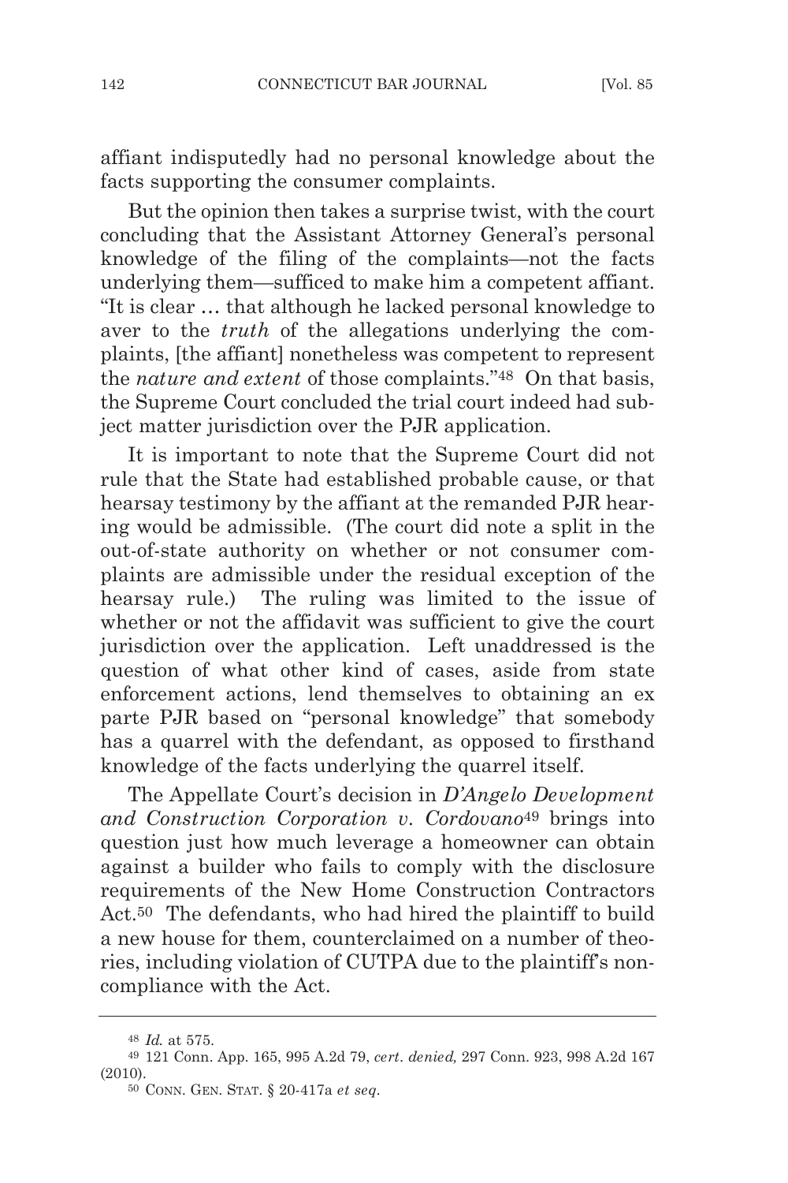affiant indisputedly had no personal knowledge about the facts supporting the consumer complaints.

But the opinion then takes a surprise twist, with the court concluding that the Assistant Attorney General's personal knowledge of the filing of the complaints—not the facts underlying them—sufficed to make him a competent affiant. "It is clear … that although he lacked personal knowledge to aver to the *truth* of the allegations underlying the complaints, [the affiant] nonetheless was competent to represent the *nature and extent* of those complaints."[48] On that basis, the Supreme Court concluded the trial court indeed had subject matter jurisdiction over the PJR application.

It is important to note that the Supreme Court did not rule that the State had established probable cause, or that hearsay testimony by the affiant at the remanded PJR hearing would be admissible. (The court did note a split in the out-of-state authority on whether or not consumer complaints are admissible under the residual exception of the hearsay rule.) The ruling was limited to the issue of whether or not the affidavit was sufficient to give the court jurisdiction over the application. Left unaddressed is the question of what other kind of cases, aside from state enforcement actions, lend themselves to obtaining an ex parte PJR based on "personal knowledge" that somebody has a quarrel with the defendant, as opposed to firsthand knowledge of the facts underlying the quarrel itself.

The Appellate Court's decision in *D'Angelo Development and Construction Corporation v. Cordovano*[49] brings into question just how much leverage a homeowner can obtain against a builder who fails to comply with the disclosure requirements of the New Home Construction Contractors Act.[50] The defendants, who had hired the plaintiff to build a new house for them, counterclaimed on a number of theories, including violation of CUTPA due to the plaintiff's noncompliance with the Act.

---

[48] *Id.* at 575.

[49] 121 Conn. App. 165, 995 A.2d 79, *cert. denied,* 297 Conn. 923, 998 A.2d 167 (2010).

[50] CONN. GEN. STAT. § 20-417a *et seq.*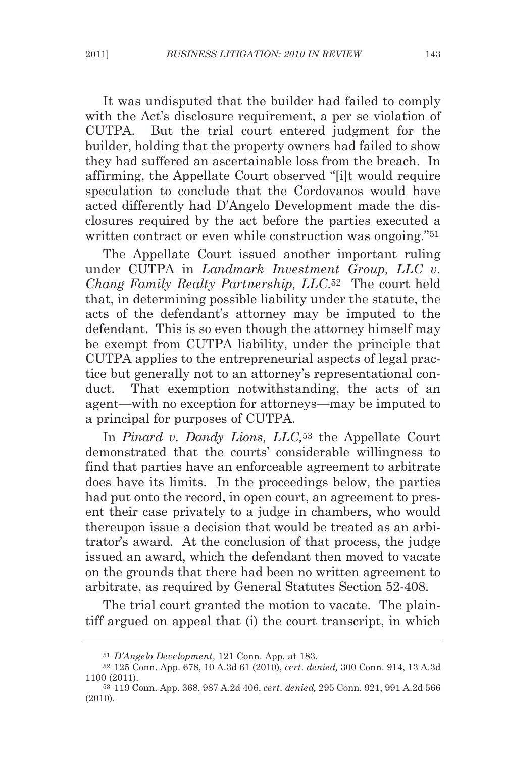It was undisputed that the builder had failed to comply with the Act's disclosure requirement, a per se violation of CUTPA. But the trial court entered judgment for the builder, holding that the property owners had failed to show they had suffered an ascertainable loss from the breach. In affirming, the Appellate Court observed "[i]t would require speculation to conclude that the Cordovanos would have acted differently had D'Angelo Development made the disclosures required by the act before the parties executed a written contract or even while construction was ongoing."[51]

The Appellate Court issued another important ruling under CUTPA in *Landmark Investment Group, LLC v. Chang Family Realty Partnership, LLC*.[52] The court held that, in determining possible liability under the statute, the acts of the defendant's attorney may be imputed to the defendant. This is so even though the attorney himself may be exempt from CUTPA liability, under the principle that CUTPA applies to the entrepreneurial aspects of legal practice but generally not to an attorney's representational conduct. That exemption notwithstanding, the acts of an agent—with no exception for attorneys—may be imputed to a principal for purposes of CUTPA.

In *Pinard v. Dandy Lions, LLC,*[53] the Appellate Court demonstrated that the courts' considerable willingness to find that parties have an enforceable agreement to arbitrate does have its limits. In the proceedings below, the parties had put onto the record, in open court, an agreement to present their case privately to a judge in chambers, who would thereupon issue a decision that would be treated as an arbitrator's award. At the conclusion of that process, the judge issued an award, which the defendant then moved to vacate on the grounds that there had been no written agreement to arbitrate, as required by General Statutes Section 52-408.

The trial court granted the motion to vacate. The plaintiff argued on appeal that (i) the court transcript, in which

---

[51] *D'Angelo Development,* 121 Conn. App. at 183.

[52] 125 Conn. App. 678, 10 A.3d 61 (2010), *cert. denied,* 300 Conn. 914, 13 A.3d 1100 (2011).

[53] 119 Conn. App. 368, 987 A.2d 406, *cert. denied,* 295 Conn. 921, 991 A.2d 566 (2010).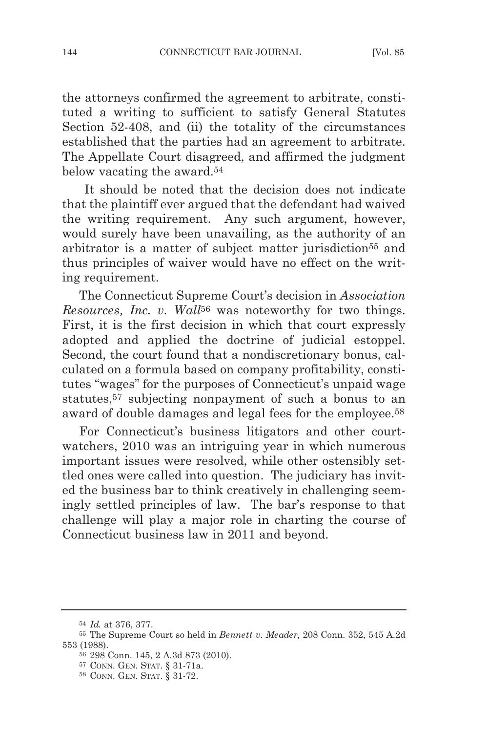the attorneys confirmed the agreement to arbitrate, constituted a writing to sufficient to satisfy General Statutes Section 52-408, and (ii) the totality of the circumstances established that the parties had an agreement to arbitrate. The Appellate Court disagreed, and affirmed the judgment below vacating the award.[54]

It should be noted that the decision does not indicate that the plaintiff ever argued that the defendant had waived the writing requirement. Any such argument, however, would surely have been unavailing, as the authority of an arbitrator is a matter of subject matter jurisdiction[55] and thus principles of waiver would have no effect on the writing requirement.

The Connecticut Supreme Court's decision in *Association Resources, Inc. v. Wall*[56] was noteworthy for two things. First, it is the first decision in which that court expressly adopted and applied the doctrine of judicial estoppel. Second, the court found that a nondiscretionary bonus, calculated on a formula based on company profitability, constitutes "wages" for the purposes of Connecticut's unpaid wage statutes,[57] subjecting nonpayment of such a bonus to an award of double damages and legal fees for the employee.[58]

For Connecticut's business litigators and other court-watchers, 2010 was an intriguing year in which numerous important issues were resolved, while other ostensibly settled ones were called into question. The judiciary has invited the business bar to think creatively in challenging seemingly settled principles of law. The bar's response to that challenge will play a major role in charting the course of Connecticut business law in 2011 and beyond.

---

[54] *Id.* at 376, 377.

[55] The Supreme Court so held in *Bennett v. Meader,* 208 Conn. 352, 545 A.2d 553 (1988).

[56] 298 Conn. 145, 2 A.3d 873 (2010).

[57] CONN. GEN. STAT. § 31-71a.

[58] CONN. GEN. STAT. § 31-72.